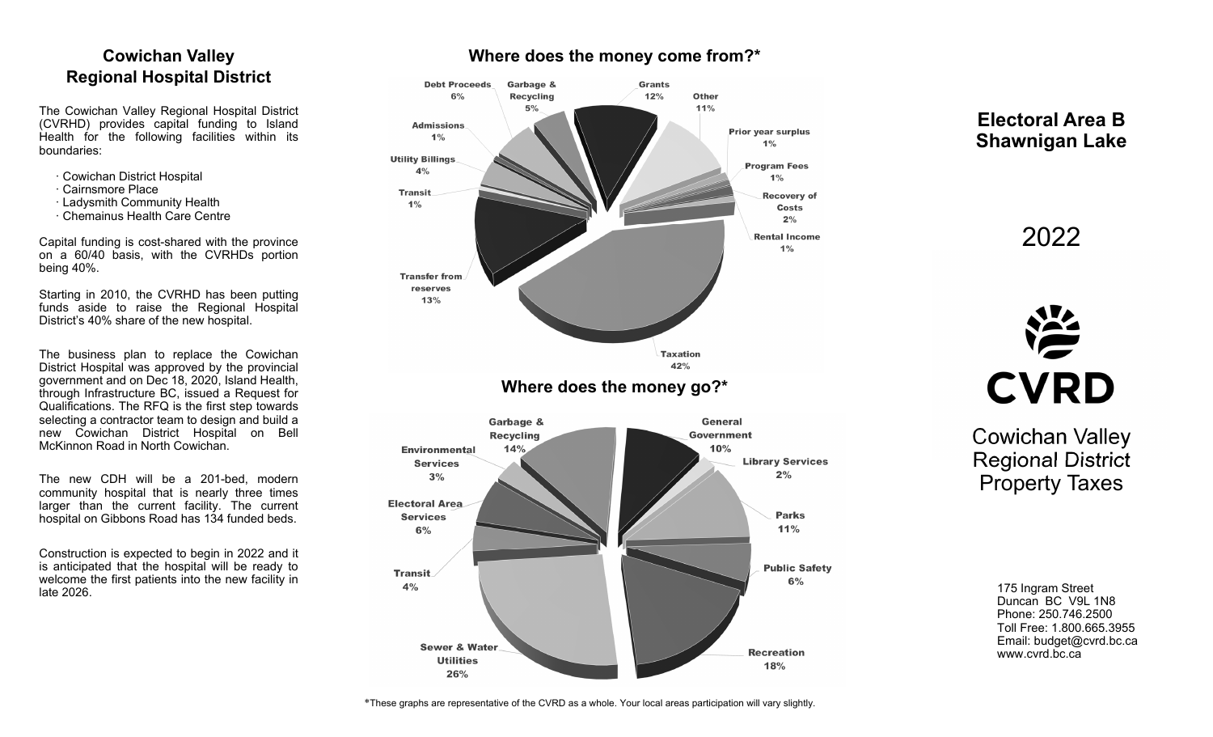## Cowichan Valley Regional Hospital District

The Cowichan Valley Regional Hospital District (CVRHD) provides capital funding to Island Health for the following facilities within its boundaries:

- Cowichan District Hospital
- Cairnsmore Place
- Ladysmith Community Health
- Chemainus Health Care Centre

Capital funding is cost-shared with the province on a 60/40 basis, with the CVRHDs portion being 40%.

Starting in 2010, the CVRHD has been putting funds aside to raise the Regional Hospital District's 40% share of the new hospital.

The business plan to replace the Cowichan District Hospital was approved by the provincial government and on Dec 18, 2020, Island Health, through Infrastructure BC, issued a Request for Qualifications. The RFQ is the first step towards selecting a contractor team to design and build a new Cowichan District Hospital on Bell McKinnon Road in North Cowichan.

The new CDH will be a 201-bed, modern community hospital that is nearly three times larger than the current facility. The current hospital on Gibbons Road has 134 funded beds.

Construction is expected to begin in 2022 and it is anticipated that the hospital will be ready to welcome the first patients into the new facility in late 2026.

## Where does the money come from?*

| Source | Percentage |
| --- | --- |
| Taxation | 42% |
| Transfer from reserves | 13% |
| Grants | 12% |
| Other | 11% |
| Debt Proceeds | 6% |
| Garbage & Recycling | 5% |
| Utility Billings | 4% |
| Recovery of Costs | 2% |
| Admissions | 1% |
| Transit | 1% |
| Prior year surplus | 1% |
| Program Fees | 1% |
| Rental Income | 1% |

## Where does the money go?*

| Use | Percentage |
| --- | --- |
| Sewer & Water Utilities | 26% |
| Recreation | 18% |
| Garbage & Recycling | 14% |
| Parks | 11% |
| General Government | 10% |
| Electoral Area Services | 6% |
| Public Safety | 6% |
| Transit | 4% |
| Environmental Services | 3% |
| Library Services | 2% |

*These graphs are representative of the CVRD as a whole. Your local areas participation will vary slightly.

# Electoral Area B Shawnigan Lake

# 2022

CVRD

Cowichan Valley Regional District Property Taxes

175 Ingram Street
Duncan BC V9L 1N8
Phone: 250.746.2500
Toll Free: 1.800.665.3955
Email: budget@cvrd.bc.ca
www.cvrd.bc.ca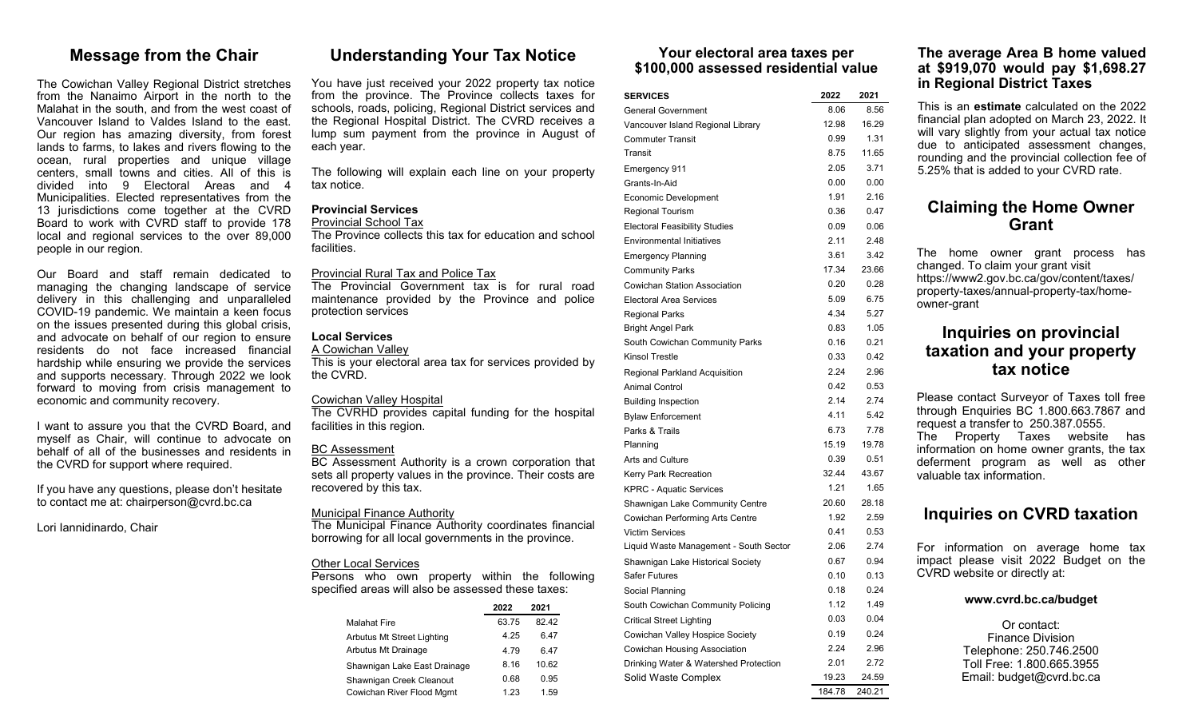## Message from the Chair

The Cowichan Valley Regional District stretches from the Nanaimo Airport in the north to the Malahat in the south, and from the west coast of Vancouver Island to Valdes Island to the east. Our region has amazing diversity, from forest lands to farms, to lakes and rivers flowing to the ocean, rural properties and unique village centers, small towns and cities. All of this is divided into 9 Electoral Areas and 4 Municipalities. Elected representatives from the 13 jurisdictions come together at the CVRD Board to work with CVRD staff to provide 178 local and regional services to the over 89,000 people in our region.

Our Board and staff remain dedicated to managing the changing landscape of service delivery in this challenging and unparalleled COVID-19 pandemic. We maintain a keen focus on the issues presented during this global crisis, and advocate on behalf of our region to ensure residents do not face increased financial hardship while ensuring we provide the services and supports necessary. Through 2022 we look forward to moving from crisis management to economic and community recovery.

I want to assure you that the CVRD Board, and myself as Chair, will continue to advocate on behalf of all of the businesses and residents in the CVRD for support where required.

If you have any questions, please don't hesitate to contact me at: chairperson@cvrd.bc.ca

Lori Iannidinardo, Chair

## Understanding Your Tax Notice

You have just received your 2022 property tax notice from the province. The Province collects taxes for schools, roads, policing, Regional District services and the Regional Hospital District. The CVRD receives a lump sum payment from the province in August of each year.

The following will explain each line on your property tax notice.

**Provincial Services**

Provincial School Tax
The Province collects this tax for education and school facilities.

Provincial Rural Tax and Police Tax
The Provincial Government tax is for rural road maintenance provided by the Province and police protection services

**Local Services**

A Cowichan Valley
This is your electoral area tax for services provided by the CVRD.

Cowichan Valley Hospital
The CVRHD provides capital funding for the hospital facilities in this region.

BC Assessment
BC Assessment Authority is a crown corporation that sets all property values in the province. Their costs are recovered by this tax.

Municipal Finance Authority
The Municipal Finance Authority coordinates financial borrowing for all local governments in the province.

Other Local Services
Persons who own property within the following specified areas will also be assessed these taxes:

| | 2022 | 2021 |
|---|---|---|
| Malahat Fire | 63.75 | 82.42 |
| Arbutus Mt Street Lighting | 4.25 | 6.47 |
| Arbutus Mt Drainage | 4.79 | 6.47 |
| Shawnigan Lake East Drainage | 8.16 | 10.62 |
| Shawnigan Creek Cleanout | 0.68 | 0.95 |
| Cowichan River Flood Mgmt | 1.23 | 1.59 |

## Your electoral area taxes per $100,000 assessed residential value

| SERVICES | 2022 | 2021 |
|---|---|---|
| General Government | 8.06 | 8.56 |
| Vancouver Island Regional Library | 12.98 | 16.29 |
| Commuter Transit | 0.99 | 1.31 |
| Transit | 8.75 | 11.65 |
| Emergency 911 | 2.05 | 3.71 |
| Grants-In-Aid | 0.00 | 0.00 |
| Economic Development | 1.91 | 2.16 |
| Regional Tourism | 0.36 | 0.47 |
| Electoral Feasibility Studies | 0.09 | 0.06 |
| Environmental Initiatives | 2.11 | 2.48 |
| Emergency Planning | 3.61 | 3.42 |
| Community Parks | 17.34 | 23.66 |
| Cowichan Station Association | 0.20 | 0.28 |
| Electoral Area Services | 5.09 | 6.75 |
| Regional Parks | 4.34 | 5.27 |
| Bright Angel Park | 0.83 | 1.05 |
| South Cowichan Community Parks | 0.16 | 0.21 |
| Kinsol Trestle | 0.33 | 0.42 |
| Regional Parkland Acquisition | 2.24 | 2.96 |
| Animal Control | 0.42 | 0.53 |
| Building Inspection | 2.14 | 2.74 |
| Bylaw Enforcement | 4.11 | 5.42 |
| Parks & Trails | 6.73 | 7.78 |
| Planning | 15.19 | 19.78 |
| Arts and Culture | 0.39 | 0.51 |
| Kerry Park Recreation | 32.44 | 43.67 |
| KPRC - Aquatic Services | 1.21 | 1.65 |
| Shawnigan Lake Community Centre | 20.60 | 28.18 |
| Cowichan Performing Arts Centre | 1.92 | 2.59 |
| Victim Services | 0.41 | 0.53 |
| Liquid Waste Management - South Sector | 2.06 | 2.74 |
| Shawnigan Lake Historical Society | 0.67 | 0.94 |
| Safer Futures | 0.10 | 0.13 |
| Social Planning | 0.18 | 0.24 |
| South Cowichan Community Policing | 1.12 | 1.49 |
| Critical Street Lighting | 0.03 | 0.04 |
| Cowichan Valley Hospice Society | 0.19 | 0.24 |
| Cowichan Housing Association | 2.24 | 2.96 |
| Drinking Water & Watershed Protection | 2.01 | 2.72 |
| Solid Waste Complex | 19.23 | 24.59 |
| | 184.78 | 240.21 |

## The average Area B home valued at $919,070 would pay $1,698.27 in Regional District Taxes

This is an **estimate** calculated on the 2022 financial plan adopted on March 23, 2022. It will vary slightly from your actual tax notice due to anticipated assessment changes, rounding and the provincial collection fee of 5.25% that is added to your CVRD rate.

## Claiming the Home Owner Grant

The home owner grant process has changed. To claim your grant visit https://www2.gov.bc.ca/gov/content/taxes/property-taxes/annual-property-tax/home-owner-grant

## Inquiries on provincial taxation and your property tax notice

Please contact Surveyor of Taxes toll free through Enquiries BC 1.800.663.7867 and request a transfer to 250.387.0555.
The Property Taxes website has information on home owner grants, the tax deferment program as well as other valuable tax information.

## Inquiries on CVRD taxation

For information on average home tax impact please visit 2022 Budget on the CVRD website or directly at:

**www.cvrd.bc.ca/budget**

Or contact:
Finance Division
Telephone: 250.746.2500
Toll Free: 1.800.665.3955
Email: budget@cvrd.bc.ca